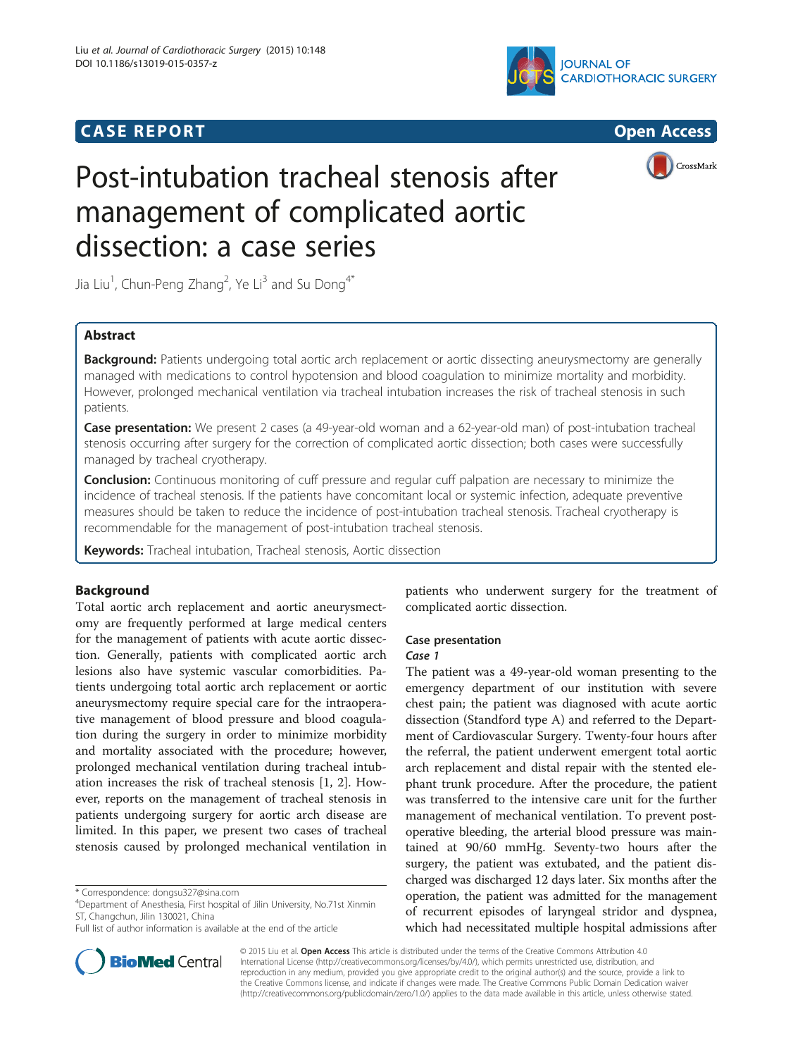CASE REPORT

Open Access

# Post-intubation tracheal stenosis after management of complicated aortic dissection: a case series

Jia Liu[1], Chun-Peng Zhang[2], Ye Li[3] and Su Dong[4*]

## Abstract

**Background:** Patients undergoing total aortic arch replacement or aortic dissecting aneurysmectomy are generally managed with medications to control hypotension and blood coagulation to minimize mortality and morbidity. However, prolonged mechanical ventilation via tracheal intubation increases the risk of tracheal stenosis in such patients.

**Case presentation:** We present 2 cases (a 49-year-old woman and a 62-year-old man) of post-intubation tracheal stenosis occurring after surgery for the correction of complicated aortic dissection; both cases were successfully managed by tracheal cryotherapy.

**Conclusion:** Continuous monitoring of cuff pressure and regular cuff palpation are necessary to minimize the incidence of tracheal stenosis. If the patients have concomitant local or systemic infection, adequate preventive measures should be taken to reduce the incidence of post-intubation tracheal stenosis. Tracheal cryotherapy is recommendable for the management of post-intubation tracheal stenosis.

**Keywords:** Tracheal intubation, Tracheal stenosis, Aortic dissection

## Background

Total aortic arch replacement and aortic aneurysmectomy are frequently performed at large medical centers for the management of patients with acute aortic dissection. Generally, patients with complicated aortic arch lesions also have systemic vascular comorbidities. Patients undergoing total aortic arch replacement or aortic aneurysmectomy require special care for the intraoperative management of blood pressure and blood coagulation during the surgery in order to minimize morbidity and mortality associated with the procedure; however, prolonged mechanical ventilation during tracheal intubation increases the risk of tracheal stenosis [1, 2]. However, reports on the management of tracheal stenosis in patients undergoing surgery for aortic arch disease are limited. In this paper, we present two cases of tracheal stenosis caused by prolonged mechanical ventilation in patients who underwent surgery for the treatment of complicated aortic dissection.

## Case presentation

### Case 1

The patient was a 49-year-old woman presenting to the emergency department of our institution with severe chest pain; the patient was diagnosed with acute aortic dissection (Standford type A) and referred to the Department of Cardiovascular Surgery. Twenty-four hours after the referral, the patient underwent emergent total aortic arch replacement and distal repair with the stented elephant trunk procedure. After the procedure, the patient was transferred to the intensive care unit for the further management of mechanical ventilation. To prevent postoperative bleeding, the arterial blood pressure was maintained at 90/60 mmHg. Seventy-two hours after the surgery, the patient was extubated, and the patient discharged was discharged 12 days later. Six months after the operation, the patient was admitted for the management of recurrent episodes of laryngeal stridor and dyspnea, which had necessitated multiple hospital admissions after

* Correspondence: dongsu327@sina.com
[4]Department of Anesthesia, First hospital of Jilin University, No.71st Xinmin ST, Changchun, Jilin 130021, China
Full list of author information is available at the end of the article

© 2015 Liu et al. **Open Access** This article is distributed under the terms of the Creative Commons Attribution 4.0 International License (http://creativecommons.org/licenses/by/4.0/), which permits unrestricted use, distribution, and reproduction in any medium, provided you give appropriate credit to the original author(s) and the source, provide a link to the Creative Commons license, and indicate if changes were made. The Creative Commons Public Domain Dedication waiver (http://creativecommons.org/publicdomain/zero/1.0/) applies to the data made available in this article, unless otherwise stated.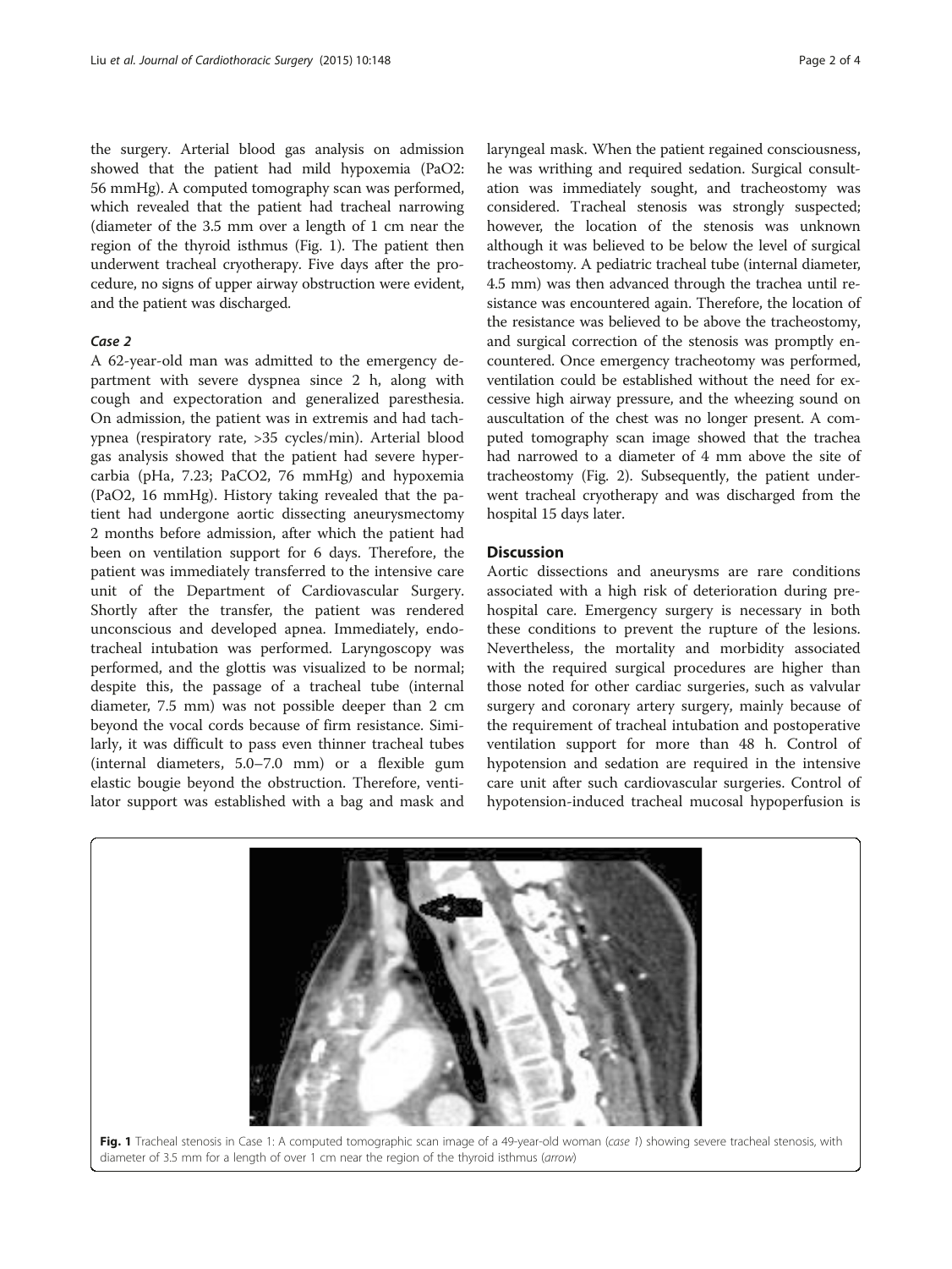the surgery. Arterial blood gas analysis on admission showed that the patient had mild hypoxemia (PaO2: 56 mmHg). A computed tomography scan was performed, which revealed that the patient had tracheal narrowing (diameter of the 3.5 mm over a length of 1 cm near the region of the thyroid isthmus (Fig. 1). The patient then underwent tracheal cryotherapy. Five days after the procedure, no signs of upper airway obstruction were evident, and the patient was discharged.

### Case 2

A 62-year-old man was admitted to the emergency department with severe dyspnea since 2 h, along with cough and expectoration and generalized paresthesia. On admission, the patient was in extremis and had tachypnea (respiratory rate, >35 cycles/min). Arterial blood gas analysis showed that the patient had severe hypercarbia (pHa, 7.23; PaCO2, 76 mmHg) and hypoxemia (PaO2, 16 mmHg). History taking revealed that the patient had undergone aortic dissecting aneurysmectomy 2 months before admission, after which the patient had been on ventilation support for 6 days. Therefore, the patient was immediately transferred to the intensive care unit of the Department of Cardiovascular Surgery. Shortly after the transfer, the patient was rendered unconscious and developed apnea. Immediately, endotracheal intubation was performed. Laryngoscopy was performed, and the glottis was visualized to be normal; despite this, the passage of a tracheal tube (internal diameter, 7.5 mm) was not possible deeper than 2 cm beyond the vocal cords because of firm resistance. Similarly, it was difficult to pass even thinner tracheal tubes (internal diameters, 5.0–7.0 mm) or a flexible gum elastic bougie beyond the obstruction. Therefore, ventilator support was established with a bag and mask and laryngeal mask. When the patient regained consciousness, he was writhing and required sedation. Surgical consultation was immediately sought, and tracheostomy was considered. Tracheal stenosis was strongly suspected; however, the location of the stenosis was unknown although it was believed to be below the level of surgical tracheostomy. A pediatric tracheal tube (internal diameter, 4.5 mm) was then advanced through the trachea until resistance was encountered again. Therefore, the location of the resistance was believed to be above the tracheostomy, and surgical correction of the stenosis was promptly encountered. Once emergency tracheotomy was performed, ventilation could be established without the need for excessive high airway pressure, and the wheezing sound on auscultation of the chest was no longer present. A computed tomography scan image showed that the trachea had narrowed to a diameter of 4 mm above the site of tracheostomy (Fig. 2). Subsequently, the patient underwent tracheal cryotherapy and was discharged from the hospital 15 days later.

## Discussion

Aortic dissections and aneurysms are rare conditions associated with a high risk of deterioration during prehospital care. Emergency surgery is necessary in both these conditions to prevent the rupture of the lesions. Nevertheless, the mortality and morbidity associated with the required surgical procedures are higher than those noted for other cardiac surgeries, such as valvular surgery and coronary artery surgery, mainly because of the requirement of tracheal intubation and postoperative ventilation support for more than 48 h. Control of hypotension and sedation are required in the intensive care unit after such cardiovascular surgeries. Control of hypotension-induced tracheal mucosal hypoperfusion is

**Fig. 1** Tracheal stenosis in Case 1: A computed tomographic scan image of a 49-year-old woman (*case 1*) showing severe tracheal stenosis, with diameter of 3.5 mm for a length of over 1 cm near the region of the thyroid isthmus (*arrow*)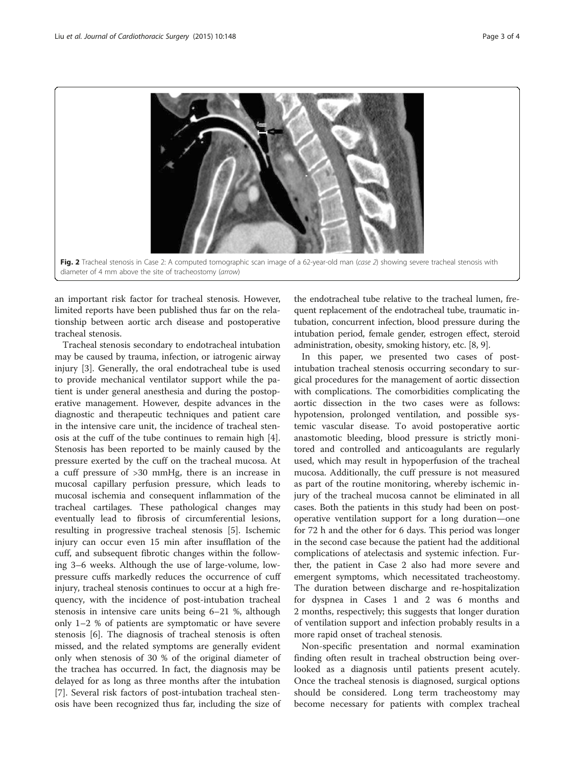Fig. 2 Tracheal stenosis in Case 2: A computed tomographic scan image of a 62-year-old man (*case 2*) showing severe tracheal stenosis with diameter of 4 mm above the site of tracheostomy (*arrow*)

an important risk factor for tracheal stenosis. However, limited reports have been published thus far on the relationship between aortic arch disease and postoperative tracheal stenosis.

Tracheal stenosis secondary to endotracheal intubation may be caused by trauma, infection, or iatrogenic airway injury [3]. Generally, the oral endotracheal tube is used to provide mechanical ventilator support while the patient is under general anesthesia and during the postoperative management. However, despite advances in the diagnostic and therapeutic techniques and patient care in the intensive care unit, the incidence of tracheal stenosis at the cuff of the tube continues to remain high [4]. Stenosis has been reported to be mainly caused by the pressure exerted by the cuff on the tracheal mucosa. At a cuff pressure of >30 mmHg, there is an increase in mucosal capillary perfusion pressure, which leads to mucosal ischemia and consequent inflammation of the tracheal cartilages. These pathological changes may eventually lead to fibrosis of circumferential lesions, resulting in progressive tracheal stenosis [5]. Ischemic injury can occur even 15 min after insufflation of the cuff, and subsequent fibrotic changes within the following 3–6 weeks. Although the use of large-volume, low-pressure cuffs markedly reduces the occurrence of cuff injury, tracheal stenosis continues to occur at a high frequency, with the incidence of post-intubation tracheal stenosis in intensive care units being 6–21 %, although only 1–2 % of patients are symptomatic or have severe stenosis [6]. The diagnosis of tracheal stenosis is often missed, and the related symptoms are generally evident only when stenosis of 30 % of the original diameter of the trachea has occurred. In fact, the diagnosis may be delayed for as long as three months after the intubation [7]. Several risk factors of post-intubation tracheal stenosis have been recognized thus far, including the size of the endotracheal tube relative to the tracheal lumen, frequent replacement of the endotracheal tube, traumatic intubation, concurrent infection, blood pressure during the intubation period, female gender, estrogen effect, steroid administration, obesity, smoking history, etc. [8, 9].

In this paper, we presented two cases of post-intubation tracheal stenosis occurring secondary to surgical procedures for the management of aortic dissection with complications. The comorbidities complicating the aortic dissection in the two cases were as follows: hypotension, prolonged ventilation, and possible systemic vascular disease. To avoid postoperative aortic anastomotic bleeding, blood pressure is strictly monitored and controlled and anticoagulants are regularly used, which may result in hypoperfusion of the tracheal mucosa. Additionally, the cuff pressure is not measured as part of the routine monitoring, whereby ischemic injury of the tracheal mucosa cannot be eliminated in all cases. Both the patients in this study had been on postoperative ventilation support for a long duration—one for 72 h and the other for 6 days. This period was longer in the second case because the patient had the additional complications of atelectasis and systemic infection. Further, the patient in Case 2 also had more severe and emergent symptoms, which necessitated tracheostomy. The duration between discharge and re-hospitalization for dyspnea in Cases 1 and 2 was 6 months and 2 months, respectively; this suggests that longer duration of ventilation support and infection probably results in a more rapid onset of tracheal stenosis.

Non-specific presentation and normal examination finding often result in tracheal obstruction being overlooked as a diagnosis until patients present acutely. Once the tracheal stenosis is diagnosed, surgical options should be considered. Long term tracheostomy may become necessary for patients with complex tracheal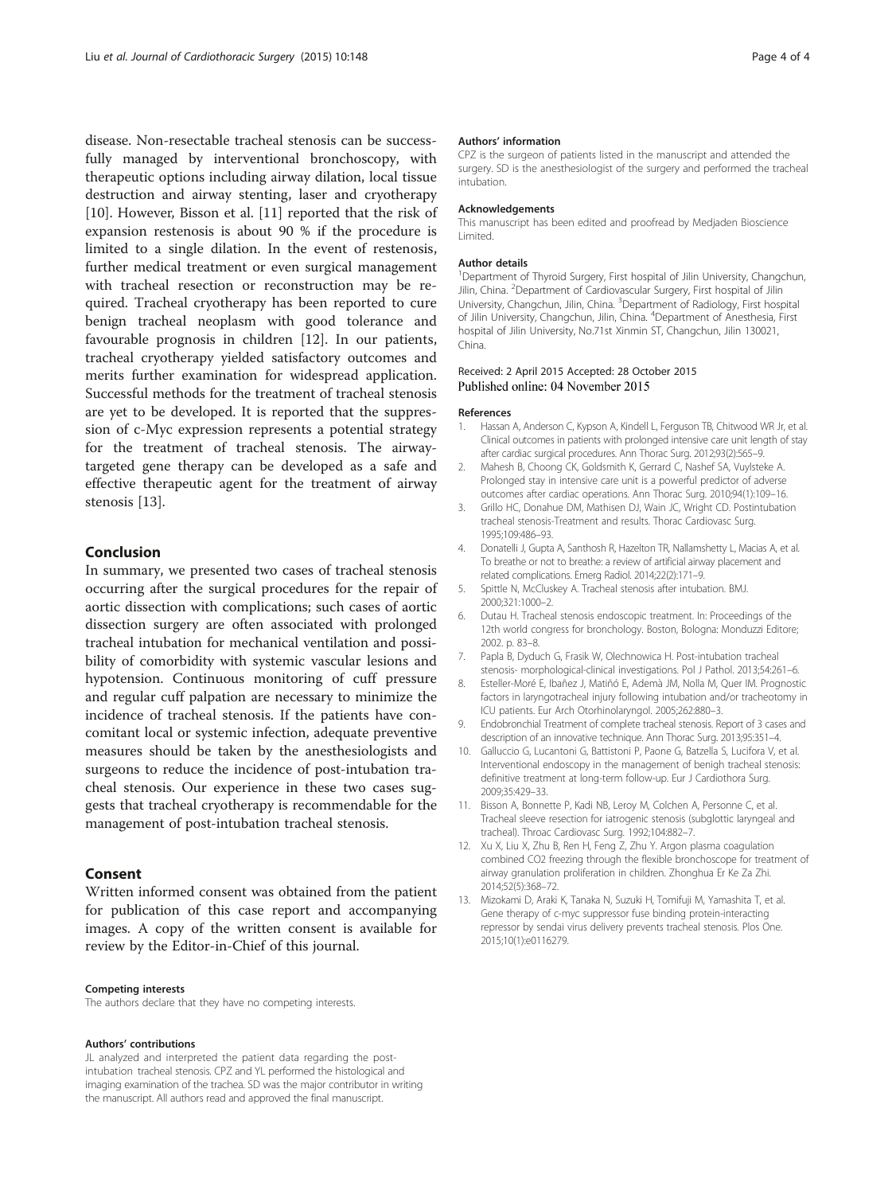disease. Non-resectable tracheal stenosis can be successfully managed by interventional bronchoscopy, with therapeutic options including airway dilation, local tissue destruction and airway stenting, laser and cryotherapy [10]. However, Bisson et al. [11] reported that the risk of expansion restenosis is about 90 % if the procedure is limited to a single dilation. In the event of restenosis, further medical treatment or even surgical management with tracheal resection or reconstruction may be required. Tracheal cryotherapy has been reported to cure benign tracheal neoplasm with good tolerance and favourable prognosis in children [12]. In our patients, tracheal cryotherapy yielded satisfactory outcomes and merits further examination for widespread application. Successful methods for the treatment of tracheal stenosis are yet to be developed. It is reported that the suppression of c-Myc expression represents a potential strategy for the treatment of tracheal stenosis. The airway-targeted gene therapy can be developed as a safe and effective therapeutic agent for the treatment of airway stenosis [13].

## Conclusion

In summary, we presented two cases of tracheal stenosis occurring after the surgical procedures for the repair of aortic dissection with complications; such cases of aortic dissection surgery are often associated with prolonged tracheal intubation for mechanical ventilation and possibility of comorbidity with systemic vascular lesions and hypotension. Continuous monitoring of cuff pressure and regular cuff palpation are necessary to minimize the incidence of tracheal stenosis. If the patients have concomitant local or systemic infection, adequate preventive measures should be taken by the anesthesiologists and surgeons to reduce the incidence of post-intubation tracheal stenosis. Our experience in these two cases suggests that tracheal cryotherapy is recommendable for the management of post-intubation tracheal stenosis.

## Consent

Written informed consent was obtained from the patient for publication of this case report and accompanying images. A copy of the written consent is available for review by the Editor-in-Chief of this journal.

#### Competing interests

The authors declare that they have no competing interests.

#### Authors' contributions

JL analyzed and interpreted the patient data regarding the post-intubation tracheal stenosis. CPZ and YL performed the histological and imaging examination of the trachea. SD was the major contributor in writing the manuscript. All authors read and approved the final manuscript.

#### Authors' information

CPZ is the surgeon of patients listed in the manuscript and attended the surgery. SD is the anesthesiologist of the surgery and performed the tracheal intubation.

#### Acknowledgements

This manuscript has been edited and proofread by Medjaden Bioscience Limited.

#### Author details

[1]Department of Thyroid Surgery, First hospital of Jilin University, Changchun, Jilin, China. [2]Department of Cardiovascular Surgery, First hospital of Jilin University, Changchun, Jilin, China. [3]Department of Radiology, First hospital of Jilin University, Changchun, Jilin, China. [4]Department of Anesthesia, First hospital of Jilin University, No.71st Xinmin ST, Changchun, Jilin 130021, China.

Received: 2 April 2015 Accepted: 28 October 2015
Published online: 04 November 2015

#### References

1. Hassan A, Anderson C, Kypson A, Kindell L, Ferguson TB, Chitwood WR Jr, et al. Clinical outcomes in patients with prolonged intensive care unit length of stay after cardiac surgical procedures. Ann Thorac Surg. 2012;93(2):565–9.
2. Mahesh B, Choong CK, Goldsmith K, Gerrard C, Nashef SA, Vuylsteke A. Prolonged stay in intensive care unit is a powerful predictor of adverse outcomes after cardiac operations. Ann Thorac Surg. 2010;94(1):109–16.
3. Grillo HC, Donahue DM, Mathisen DJ, Wain JC, Wright CD. Postintubation tracheal stenosis-Treatment and results. Thorac Cardiovasc Surg. 1995;109:486–93.
4. Donatelli J, Gupta A, Santhosh R, Hazelton TR, Nallamshetty L, Macias A, et al. To breathe or not to breathe: a review of artificial airway placement and related complications. Emerg Radiol. 2014;22(2):171–9.
5. Spittle N, McCluskey A. Tracheal stenosis after intubation. BMJ. 2000;321:1000–2.
6. Dutau H. Tracheal stenosis endoscopic treatment. In: Proceedings of the 12th world congress for bronchology. Boston, Bologna: Monduzzi Editore; 2002. p. 83–8.
7. Papla B, Dyduch G, Frasik W, Olechnowica H. Post-intubation tracheal stenosis- morphological-clinical investigations. Pol J Pathol. 2013;54:261–6.
8. Esteller-Moré E, Ibañez J, Matiñó E, Ademà JM, Nolla M, Quer IM. Prognostic factors in laryngotracheal injury following intubation and/or tracheotomy in ICU patients. Eur Arch Otorhinolaryngol. 2005;262:880–3.
9. Endobronchial Treatment of complete tracheal stenosis. Report of 3 cases and description of an innovative technique. Ann Thorac Surg. 2013;95:351–4.
10. Galluccio G, Lucantoni G, Battistoni P, Paone G, Batzella S, Lucifora V, et al. Interventional endoscopy in the management of benign tracheal stenosis: definitive treatment at long-term follow-up. Eur J Cardiothora Surg. 2009;35:429–33.
11. Bisson A, Bonnette P, Kadi NB, Leroy M, Colchen A, Personne C, et al. Tracheal sleeve resection for iatrogenic stenosis (subglottic laryngeal and tracheal). Throac Cardiovasc Surg. 1992;104:882–7.
12. Xu X, Liu X, Zhu B, Ren H, Feng Z, Zhu Y. Argon plasma coagulation combined CO2 freezing through the flexible bronchoscope for treatment of airway granulation proliferation in children. Zhonghua Er Ke Za Zhi. 2014;52(5):368–72.
13. Mizokami D, Araki K, Tanaka N, Suzuki H, Tomifuji M, Yamashita T, et al. Gene therapy of c-myc suppressor fuse binding protein-interacting repressor by sendai virus delivery prevents tracheal stenosis. Plos One. 2015;10(1):e0116279.